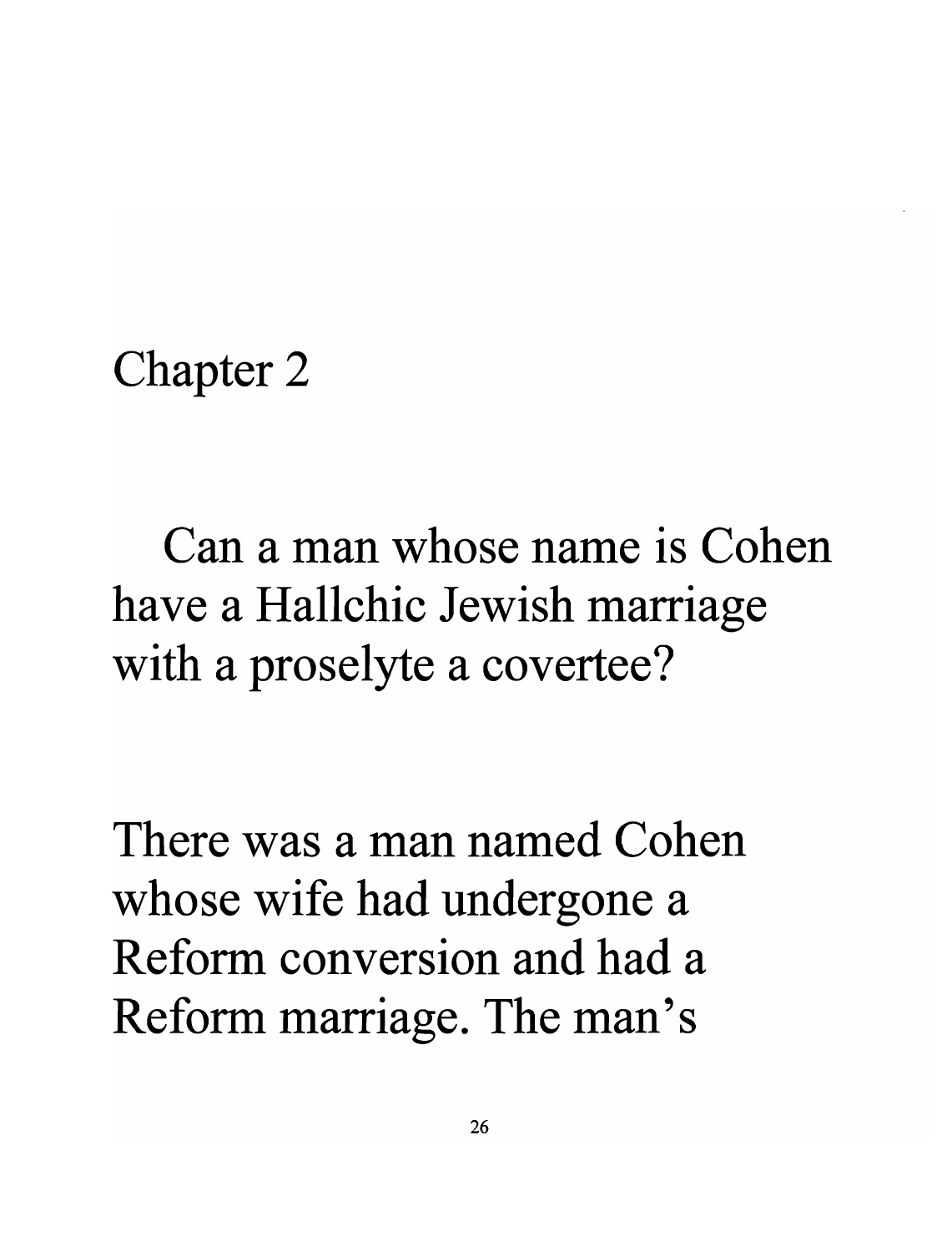# Chapter 2

## Can a man whose name is Cohen have a Hallchic Jewish marriage with a proselyte a covertee?

There was a man named Cohen whose wife had undergone a Reform conversion and had a Reform marriage. The man's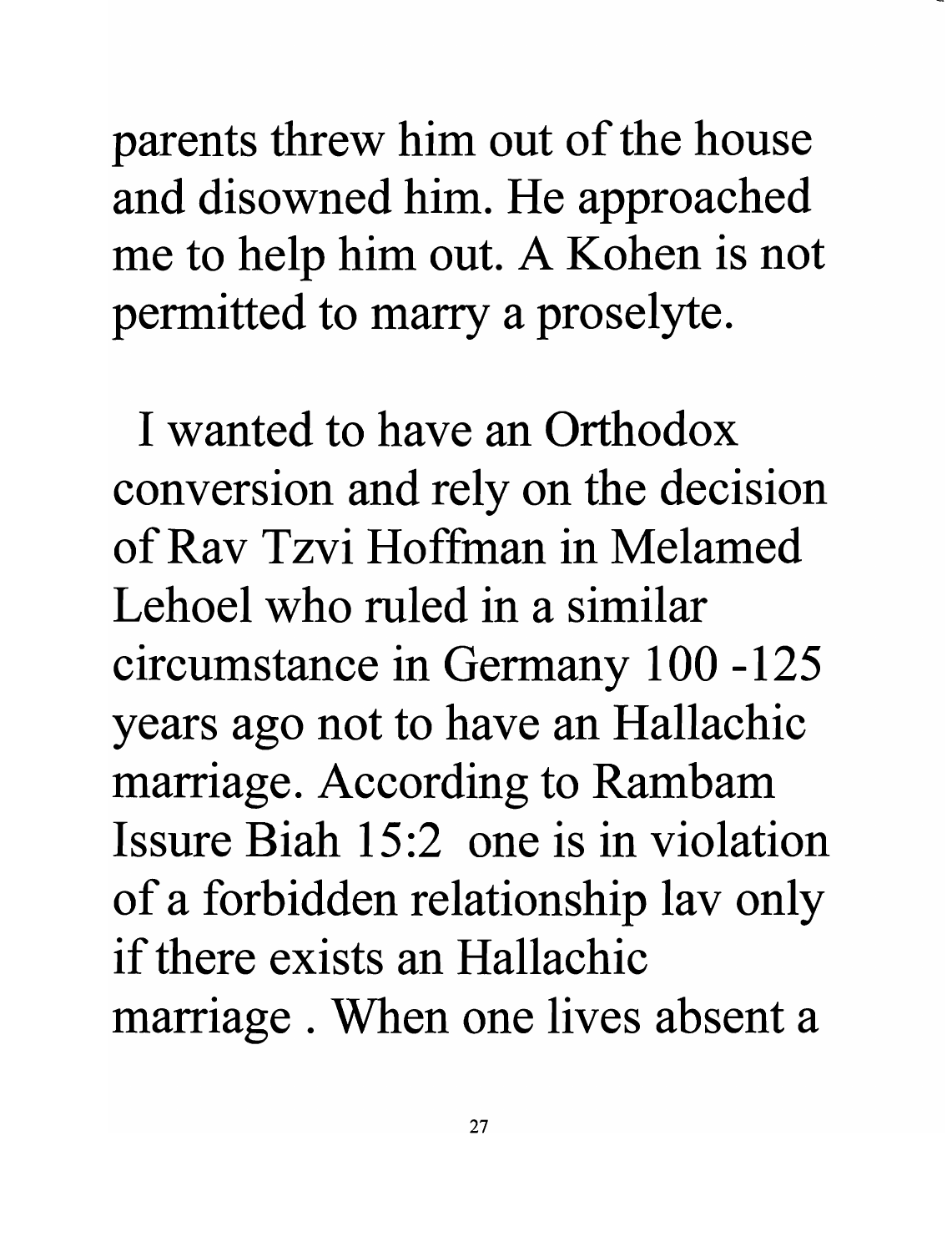parents threw him out of the house and disowned him. He approached me to help him out. A Kohen is not permitted to marry a proselyte.

I wanted to have an Orthodox conversion and rely on the decision of Rav Tzvi Hoffman in Melamed Lehoel who ruled in a similar circumstance in Germany 100 -125 years ago not to have an Hallachic marriage. According to Rambam Issure Biah 15:2 one is in violation of a forbidden relationship lav only if there exists an Hallachic marriage . When one lives absent a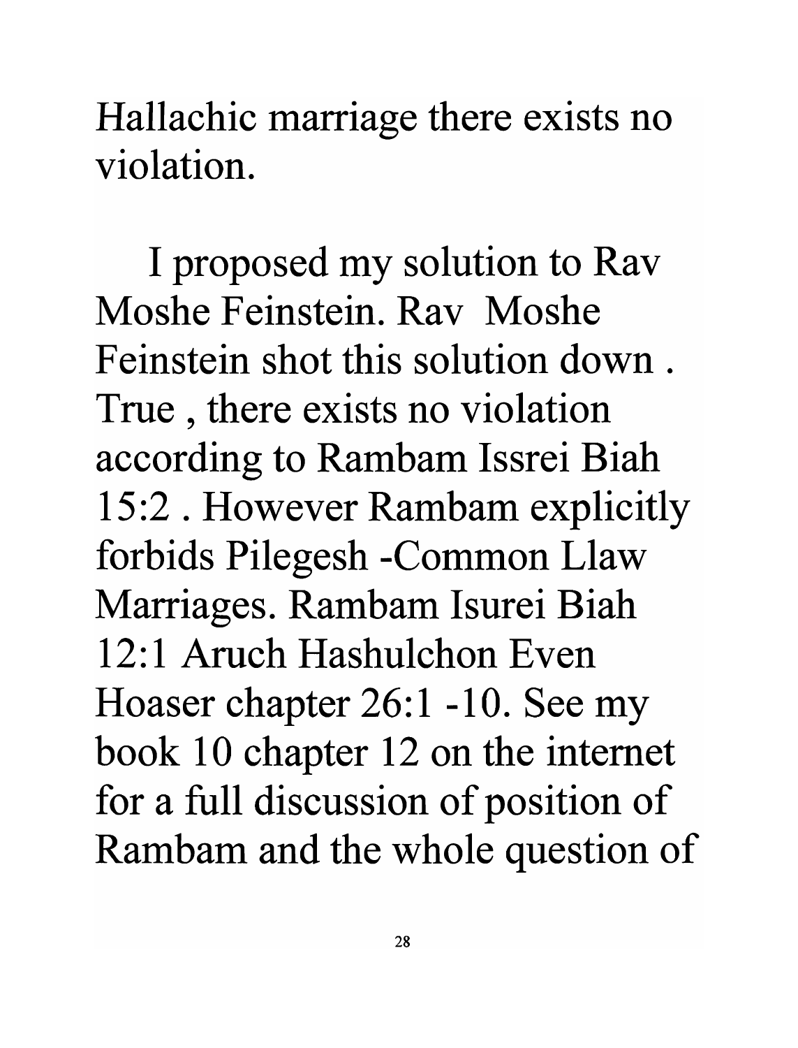Hallachic marriage there exists no violation.

I proposed my solution to Rav Moshe Feinstein. Rav Moshe Feinstein shot this solution down . True , there exists no violation according to Rambam Issrei Biah 15:2 . However Rambam explicitly forbids Pilegesh -Common Llaw Marriages. Rambam Isurei Biah 12:1 Aruch Hashulchon Even Hoaser chapter 26:1 -10. See my book 10 chapter 12 on the internet for a full discussion of position of Rambam and the whole question of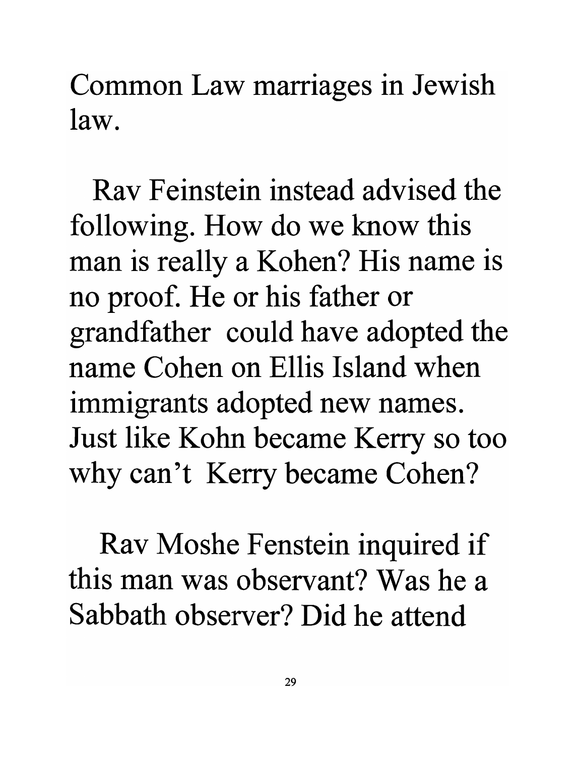Common Law marriages in Jewish law.

Rav Feinstein instead advised the following. How do we know this man is really a Kohen? His name is no proof. He or his father or grandfather could have adopted the name Cohen on Ellis Island when immigrants adopted new names. Just like Kohn became Kerry so too why can't Kerry became Cohen?

Rav Moshe Fenstein inquired if this man was observant? Was he a Sabbath observer? Did he attend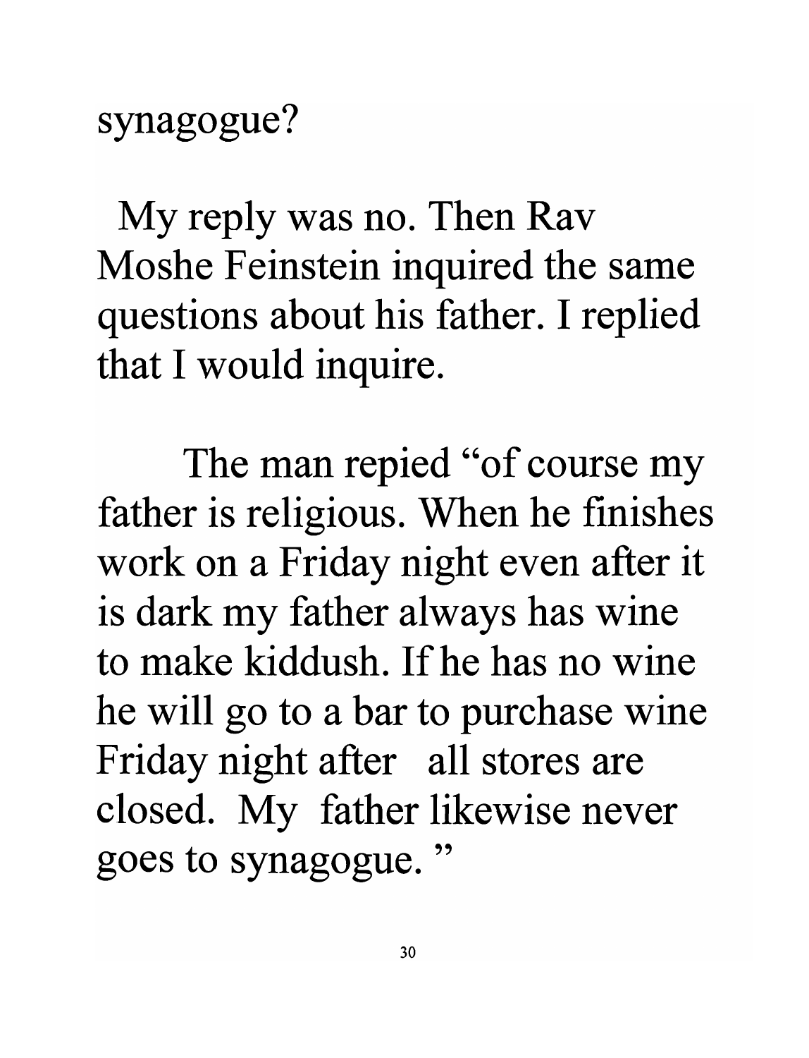synagogue?

My reply was no. Then Rav Moshe Feinstein inquired the same questions about his father. I replied that I would inquire.

The man repied "of course my father is religious. When he finishes work on a Friday night even after it is dark my father always has wine to make kiddush. If he has no wine he will go to a bar to purchase wine Friday night after all stores are closed. My father likewise never goes to synagogue."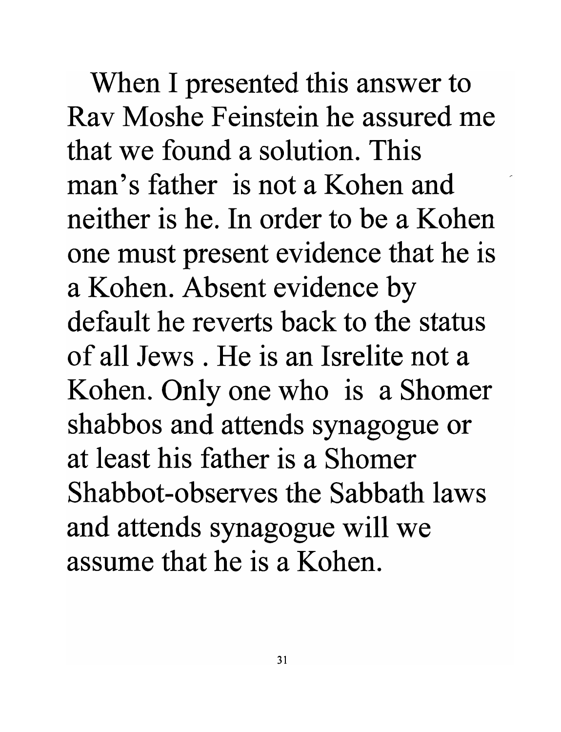When I presented this answer to Rav Moshe Feinstein he assured me that we found a solution. This man's father is not a Kohen and neither is he. In order to be a Kohen one must present evidence that he is a Kohen. Absent evidence by default he reverts back to the status of all Jews . He is an Isrelite not a Kohen. Only one who is a Shomer shabbos and attends synagogue or at least his father is a Shomer Shabbot-observes the Sabbath laws and attends synagogue will we assume that he is a Kohen.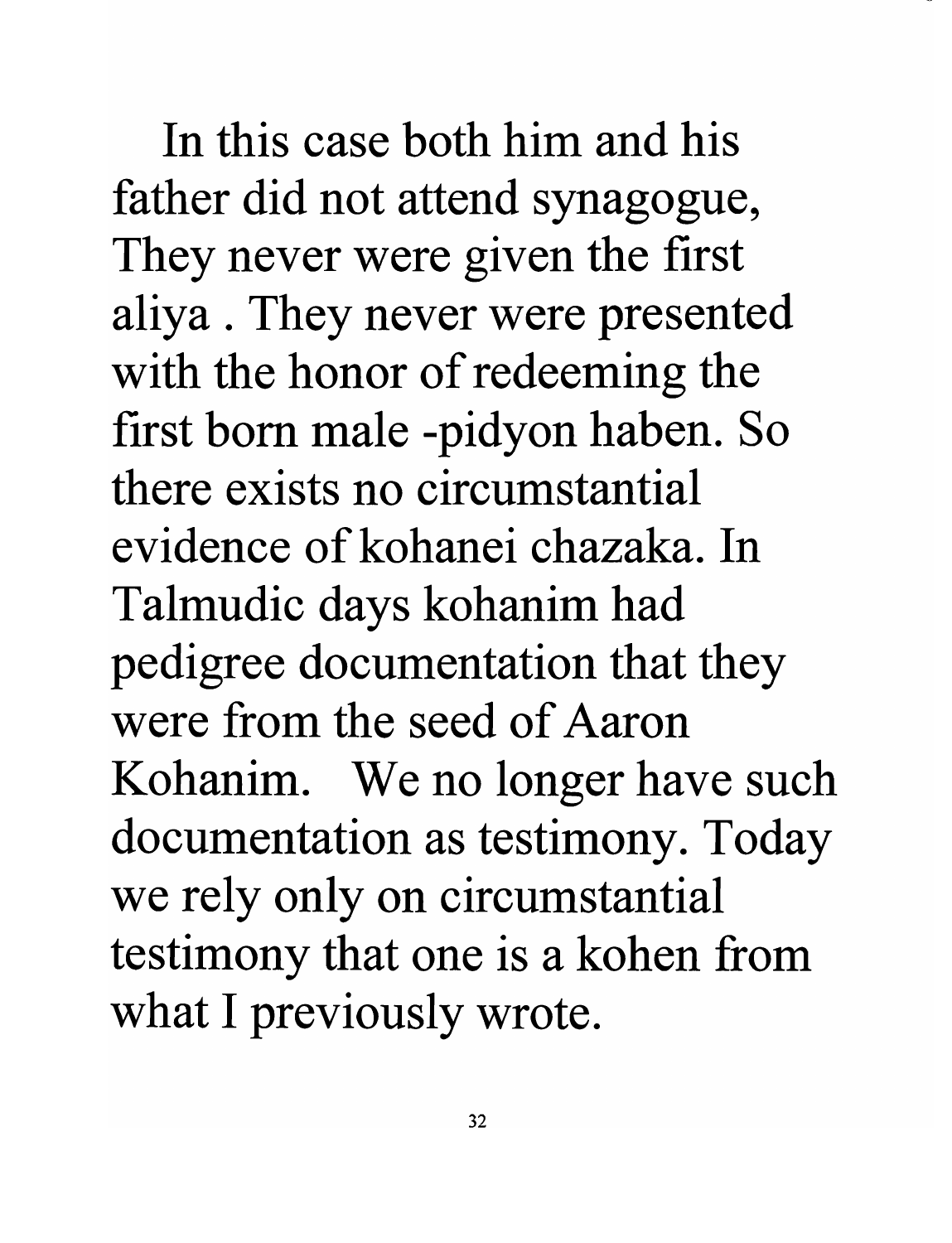In this case both him and his father did not attend synagogue, They never were given the first aliya . They never were presented with the honor of redeeming the first born male -pidyon haben. So there exists no circumstantial evidence of kohanei chazaka. In Talmudic days kohanim had pedigree documentation that they were from the seed of Aaron Kohanim. We no longer have such documentation as testimony. Today we rely only on circumstantial testimony that one is a kohen from what I previously wrote.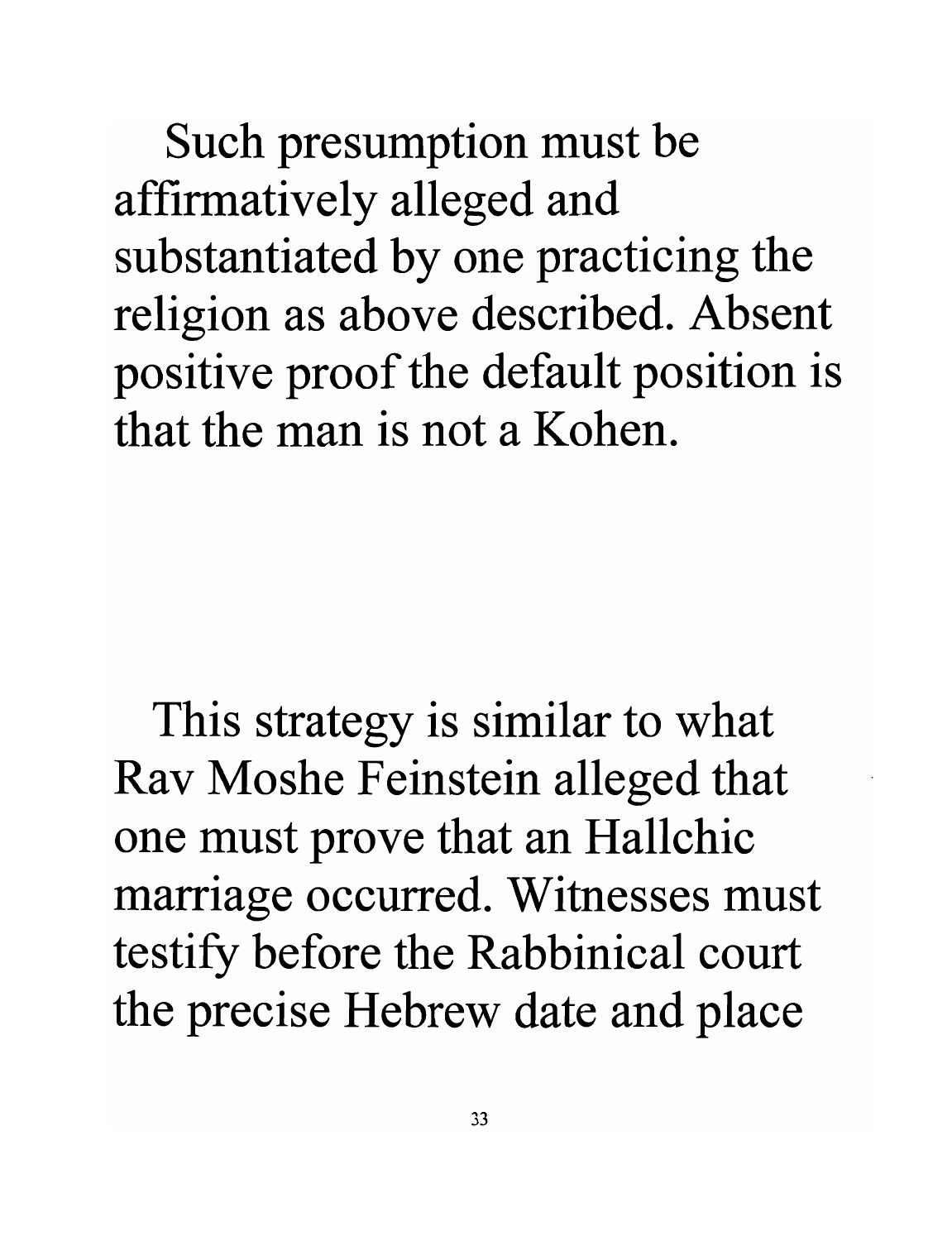Such presumption must be affirmatively alleged and substantiated by one practicing the religion as above described. Absent positive proof the default position is that the man is not a Kohen.

This strategy is similar to what Rav Moshe Feinstein alleged that one must prove that an Hallchic marriage occurred. Witnesses must testify before the Rabbinical court the precise Hebrew date and place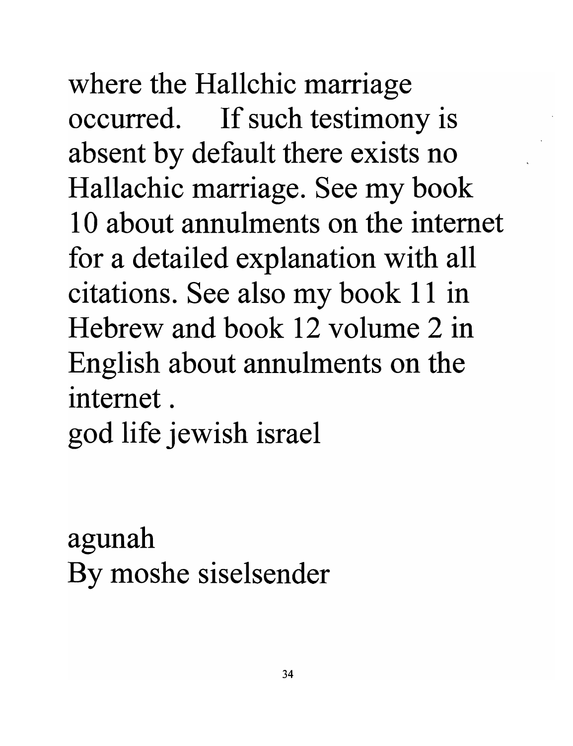where the Hallchic marriage occurred. If such testimony is absent by default there exists no Hallachic marriage. See my book 10 about annulments on the internet for a detailed explanation with all citations. See also my book 11 in Hebrew and book 12 volume 2 in English about annulments on the internet .

god life jewish israel

agunah

By moshe siselsender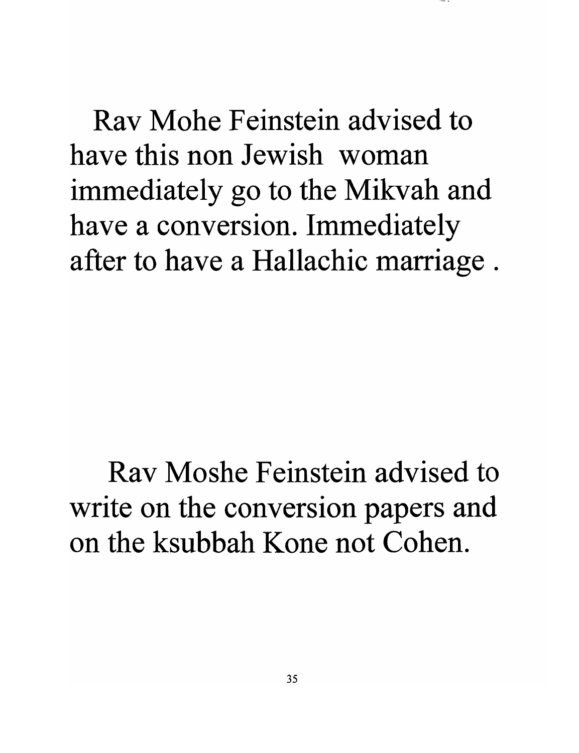Rav Mohe Feinstein advised to have this non Jewish woman immediately go to the Mikvah and have a conversion. Immediately after to have a Hallachic marriage .

Rav Moshe Feinstein advised to write on the conversion papers and on the ksubbah Kone not Cohen.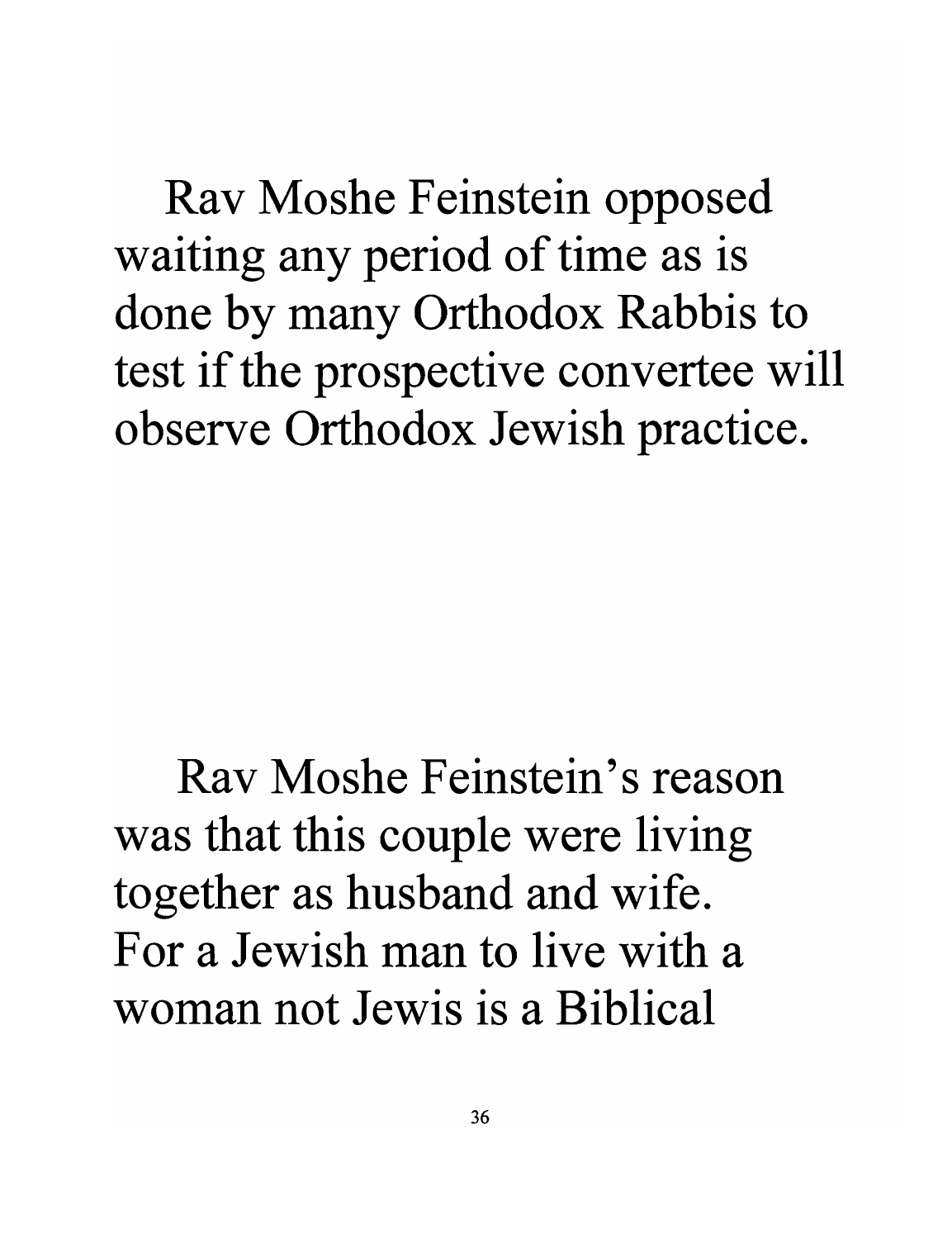Rav Moshe Feinstein opposed waiting any period of time as is done by many Orthodox Rabbis to test if the prospective convertee will observe Orthodox Jewish practice.

Rav Moshe Feinstein's reason was that this couple were living together as husband and wife. For a Jewish man to live with a woman not Jewis is a Biblical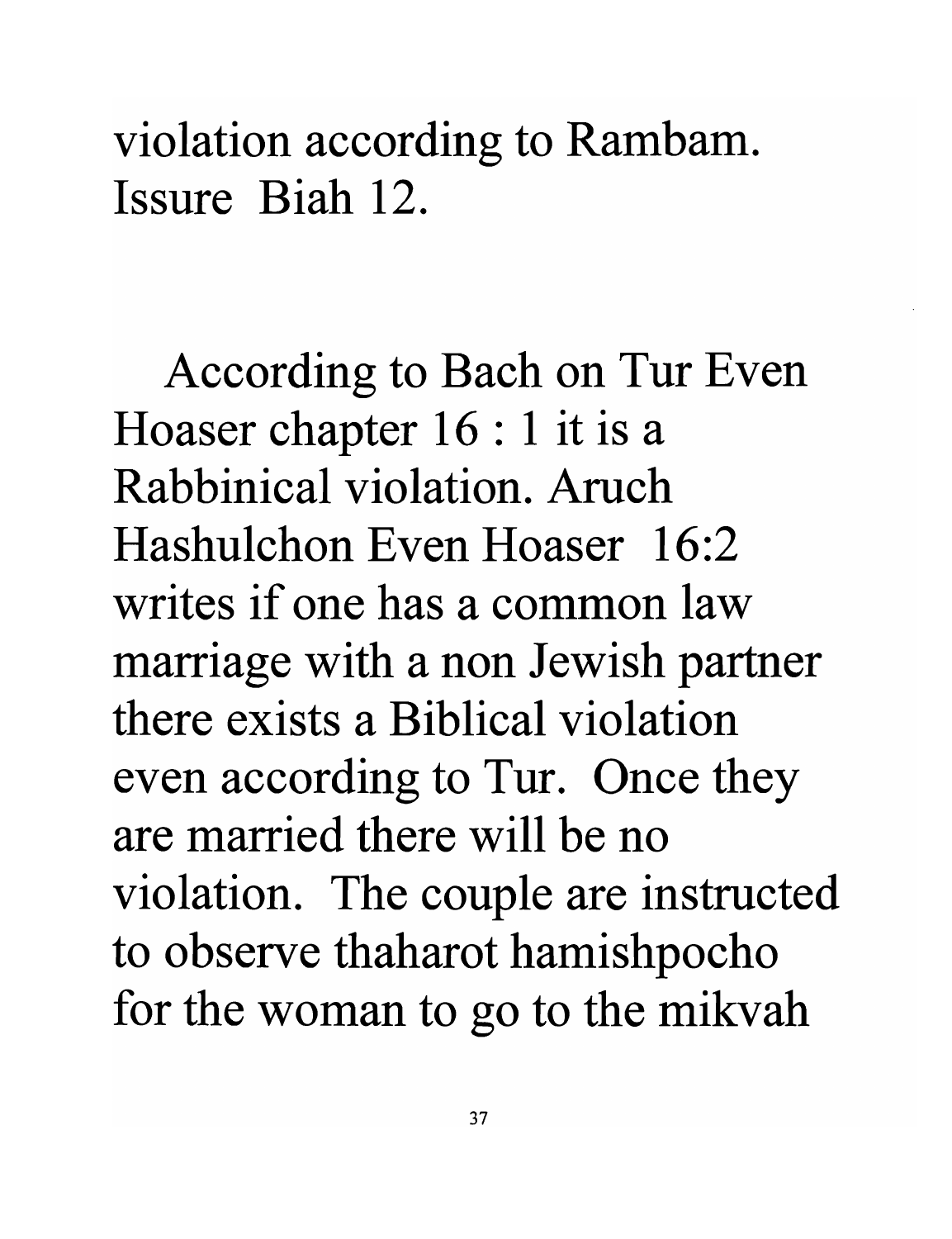violation according to Rambam. Issure Biah 12.

According to Bach on Tur Even Hoaser chapter 16 : 1 it is a Rabbinical violation. Aruch Hashulchon Even Hoaser 16:2 writes if one has a common law marriage with a non Jewish partner there exists a Biblical violation even according to Tur. Once they are married there will be no violation. The couple are instructed to observe thaharot hamishpocho for the woman to go to the mikvah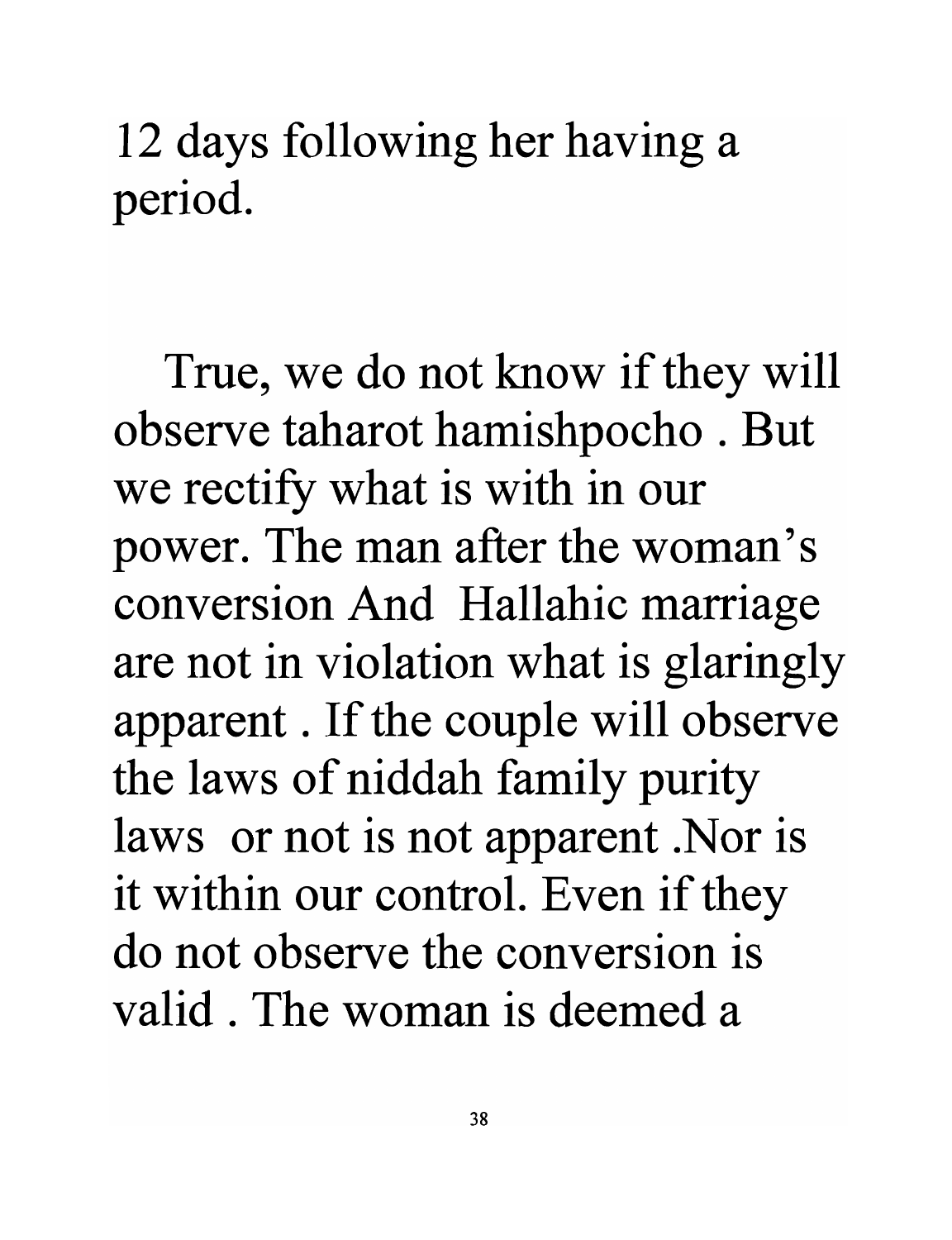12 days following her having a period.

True, we do not know if they will observe taharot hamishpocho . But we rectify what is with in our power. The man after the woman's conversion And Hallahic marriage are not in violation what is glaringly apparent . If the couple will observe the laws of niddah family purity laws or not is not apparent .Nor is it within our control. Even if they do not observe the conversion is valid . The woman is deemed a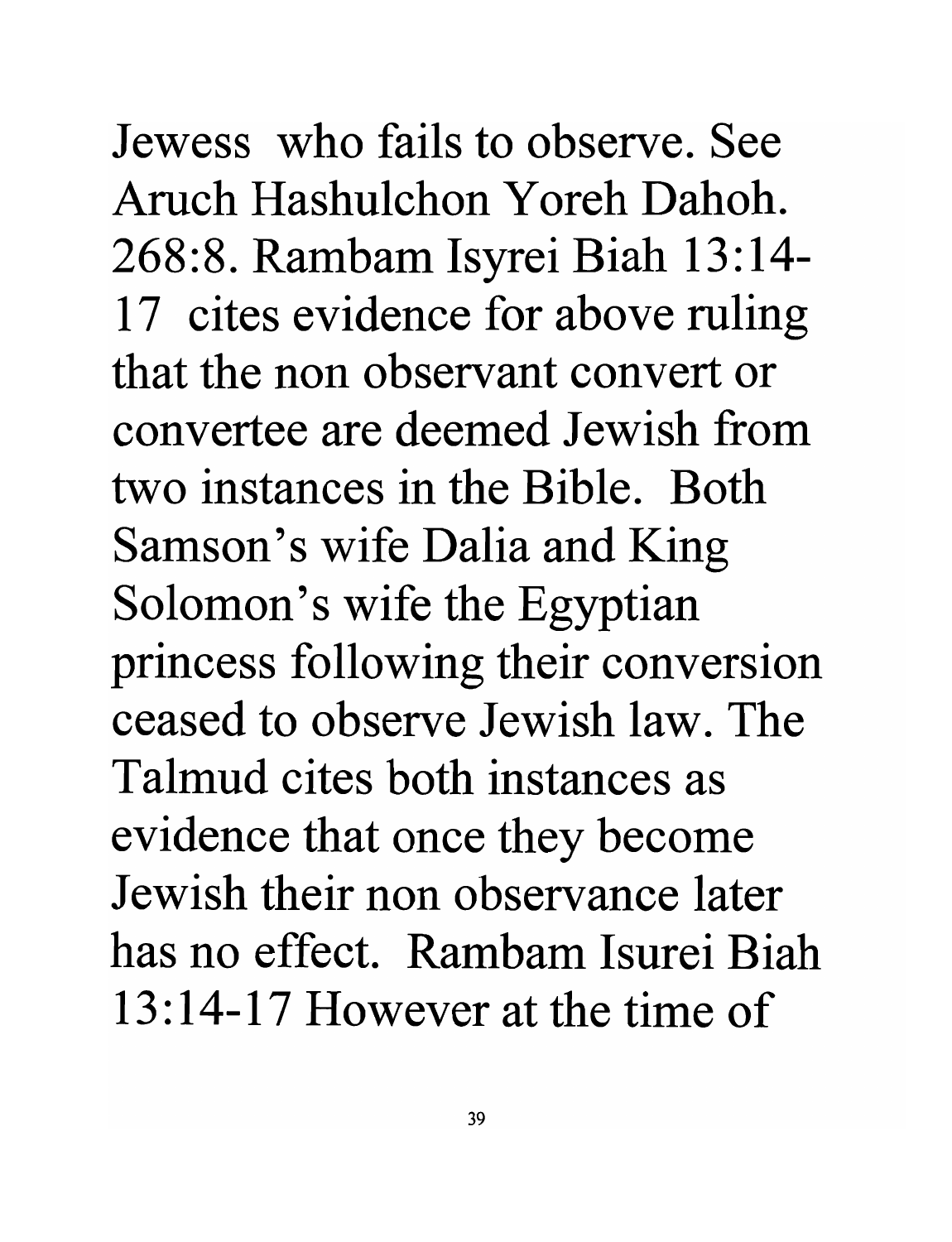Jewess who fails to observe. See Aruch Hashulchon Yoreh Dahoh. 268:8. Rambam Isyrei Biah 13:14-17 cites evidence for above ruling that the non observant convert or convertee are deemed Jewish from two instances in the Bible. Both Samson's wife Dalia and King Solomon's wife the Egyptian princess following their conversion ceased to observe Jewish law. The Talmud cites both instances as evidence that once they become Jewish their non observance later has no effect. Rambam Isurei Biah 13:14-17 However at the time of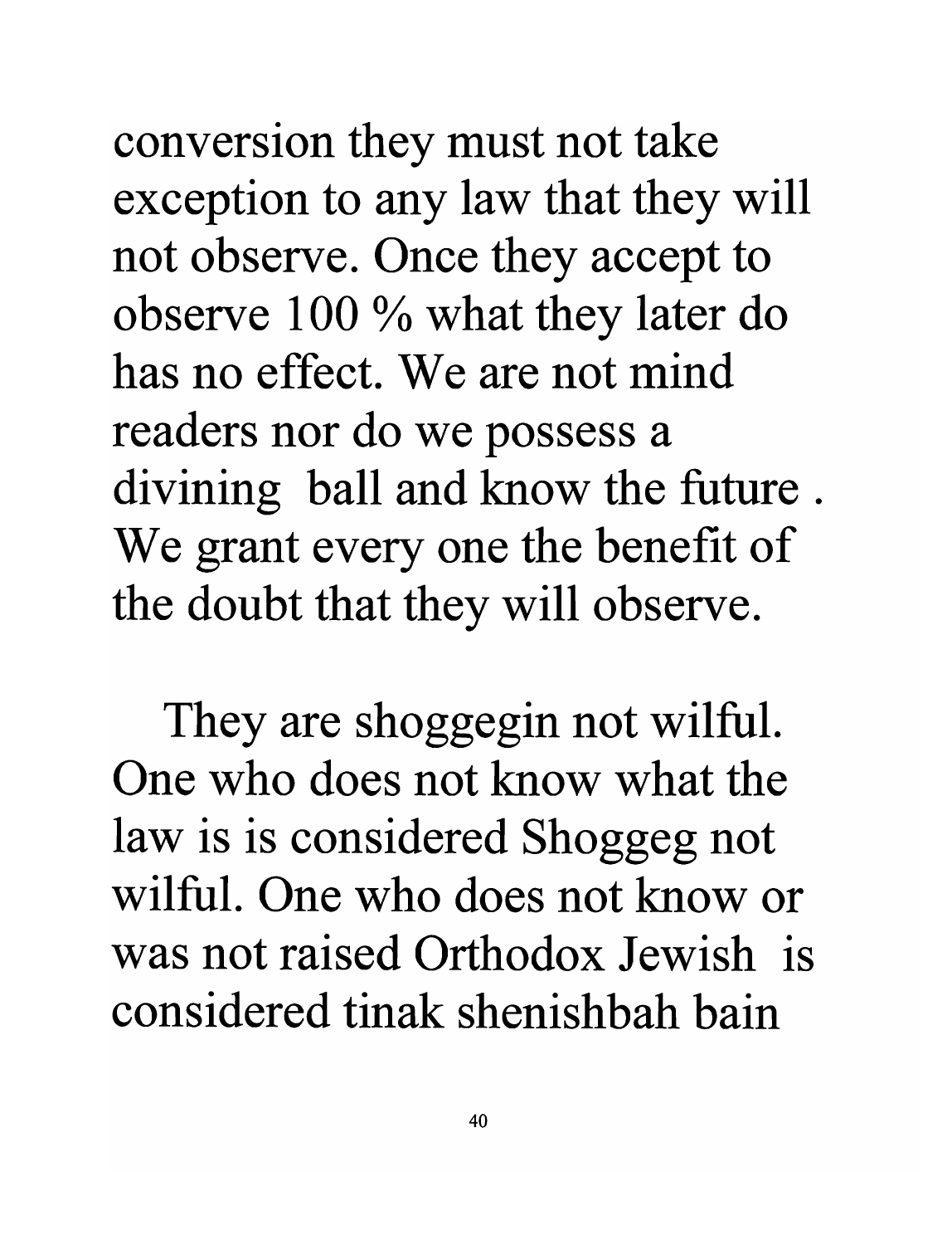conversion they must not take exception to any law that they will not observe. Once they accept to observe 100 % what they later do has no effect. We are not mind readers nor do we possess a divining ball and know the future . We grant every one the benefit of the doubt that they will observe.

They are shoggegin not wilful. One who does not know what the law is is considered Shoggeg not wilful. One who does not know or was not raised Orthodox Jewish is considered tinak shenishbah bain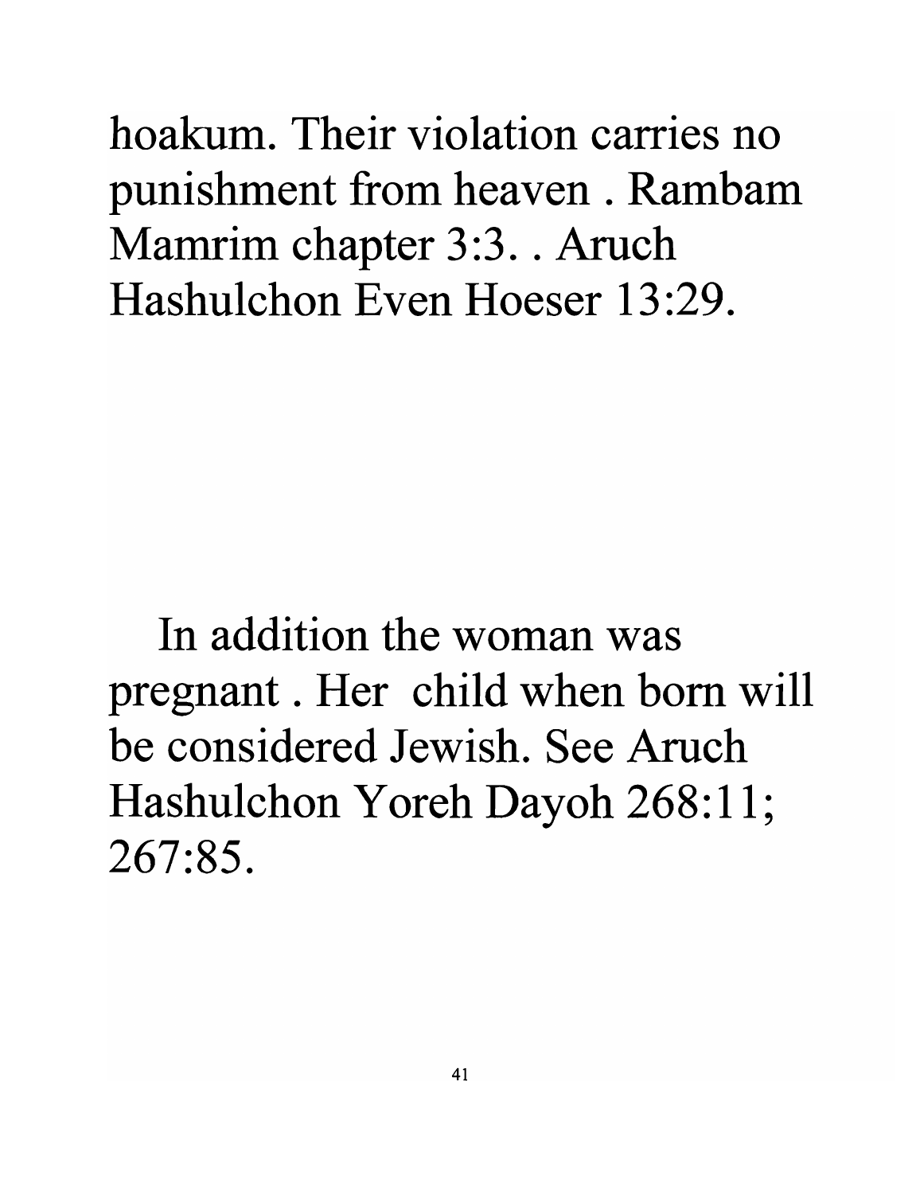hoakum. Their violation carries no punishment from heaven . Rambam Mamrim chapter 3:3. . Aruch Hashulchon Even Hoeser 13:29.

In addition the woman was pregnant . Her child when born will be considered Jewish. See Aruch Hashulchon Yoreh Dayoh 268:11; 267:85.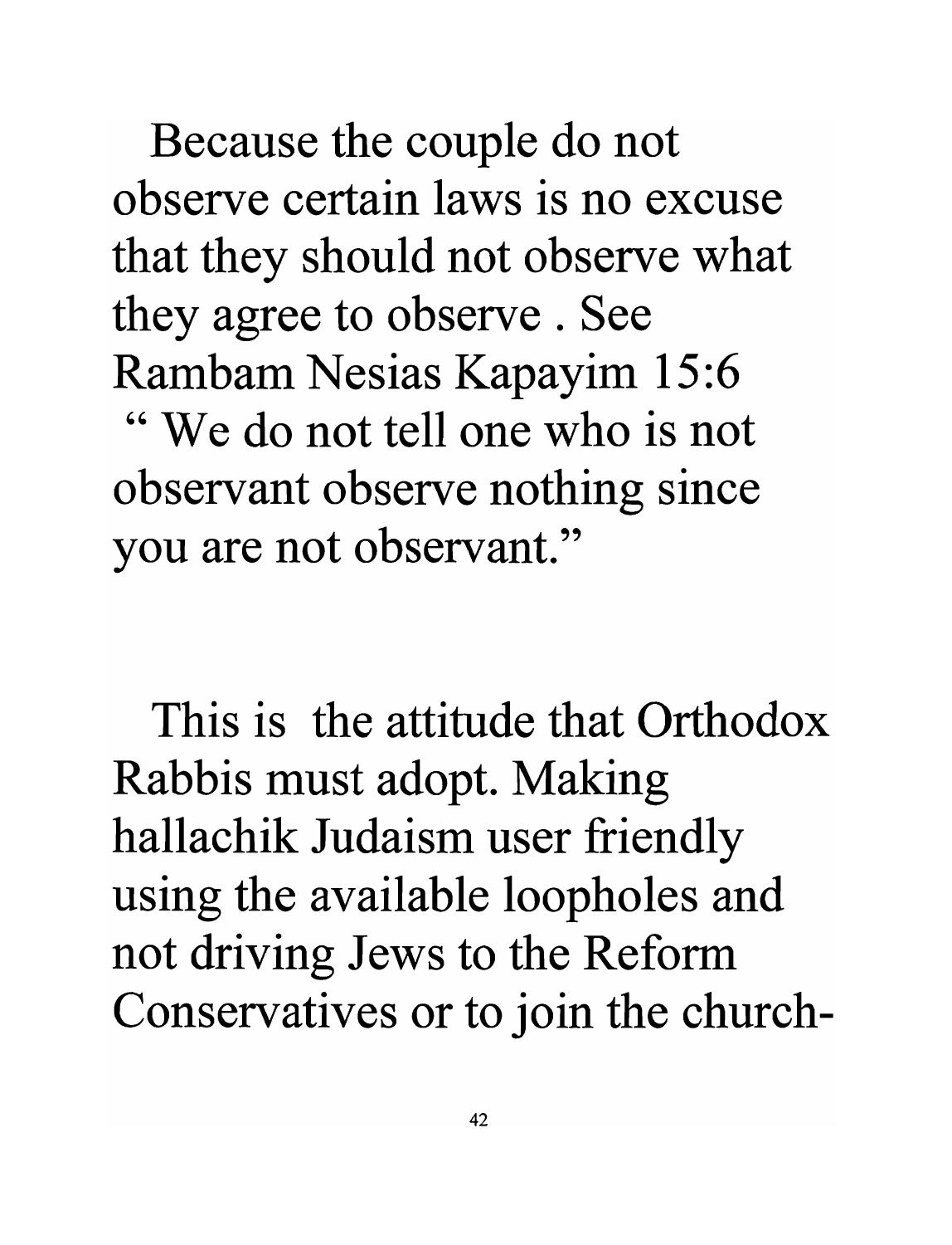Because the couple do not observe certain laws is no excuse that they should not observe what they agree to observe . See Rambam Nesias Kapayim 15:6 " We do not tell one who is not observant observe nothing since you are not observant."

This is the attitude that Orthodox Rabbis must adopt. Making hallachik Judaism user friendly using the available loopholes and not driving Jews to the Reform Conservatives or to join the church-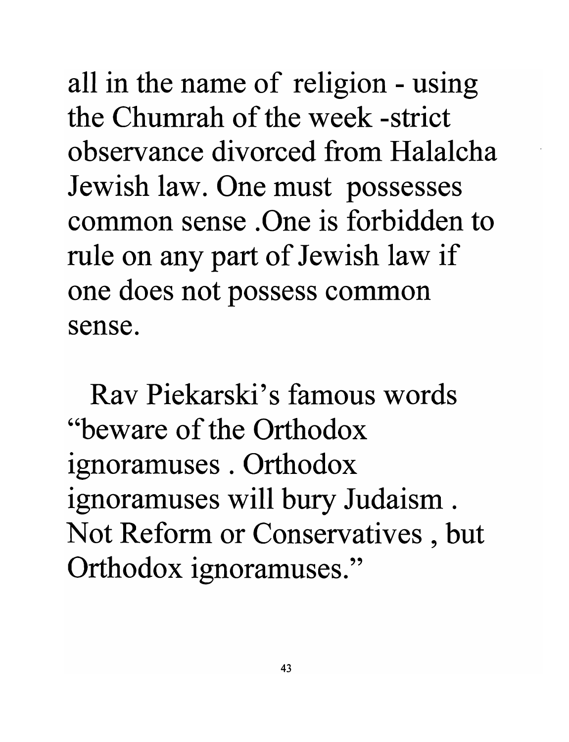all in the name of religion - using the Chumrah of the week -strict observance divorced from Halalcha Jewish law. One must possesses common sense .One is forbidden to rule on any part of Jewish law if one does not possess common sense.

Rav Piekarski's famous words "beware of the Orthodox ignoramuses . Orthodox ignoramuses will bury Judaism . Not Reform or Conservatives , but Orthodox ignoramuses."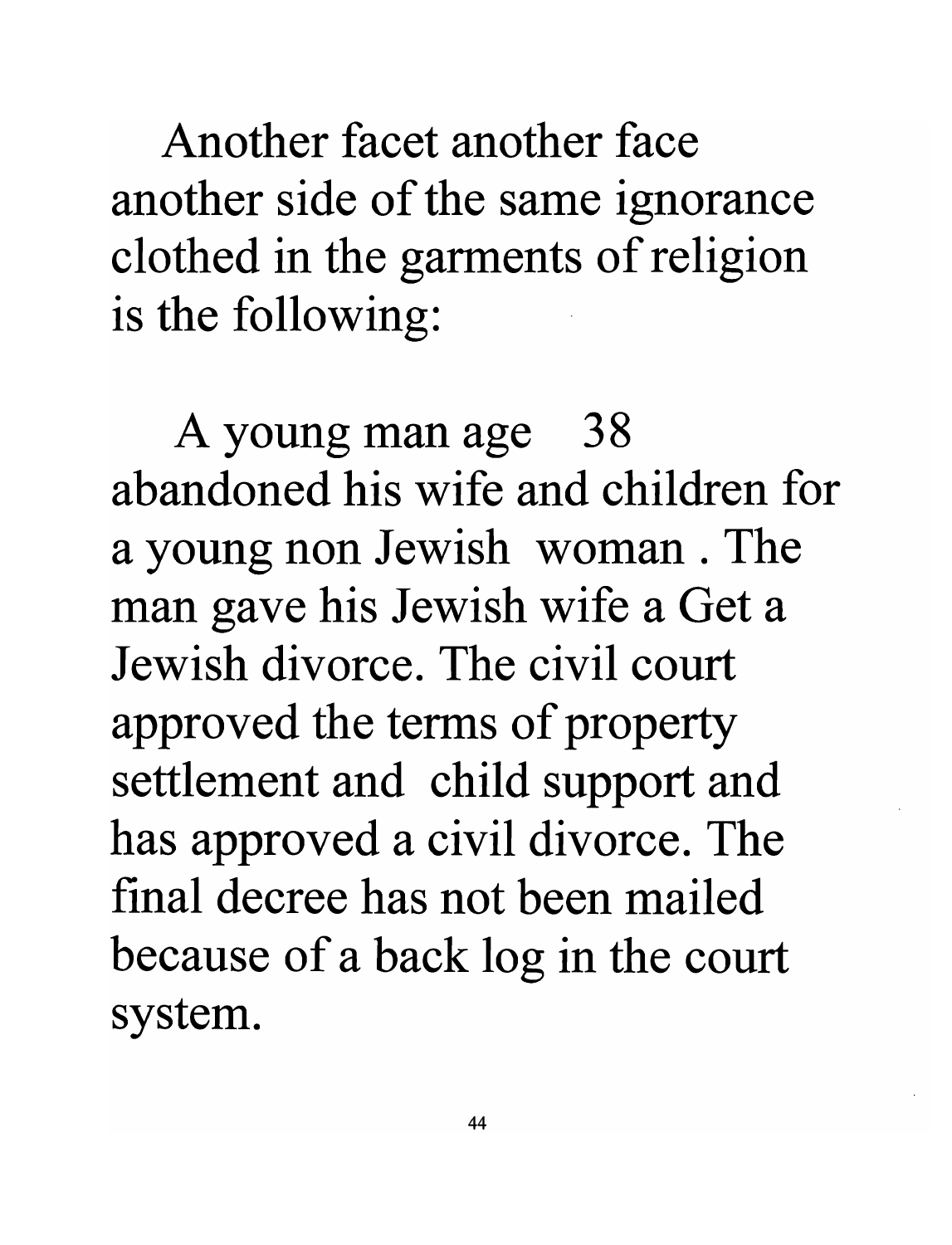Another facet another face another side of the same ignorance clothed in the garments of religion is the following:

A young man age 38 abandoned his wife and children for a young non Jewish woman . The man gave his Jewish wife a Get a Jewish divorce. The civil court approved the terms of property settlement and child support and has approved a civil divorce. The final decree has not been mailed because of a back log in the court system.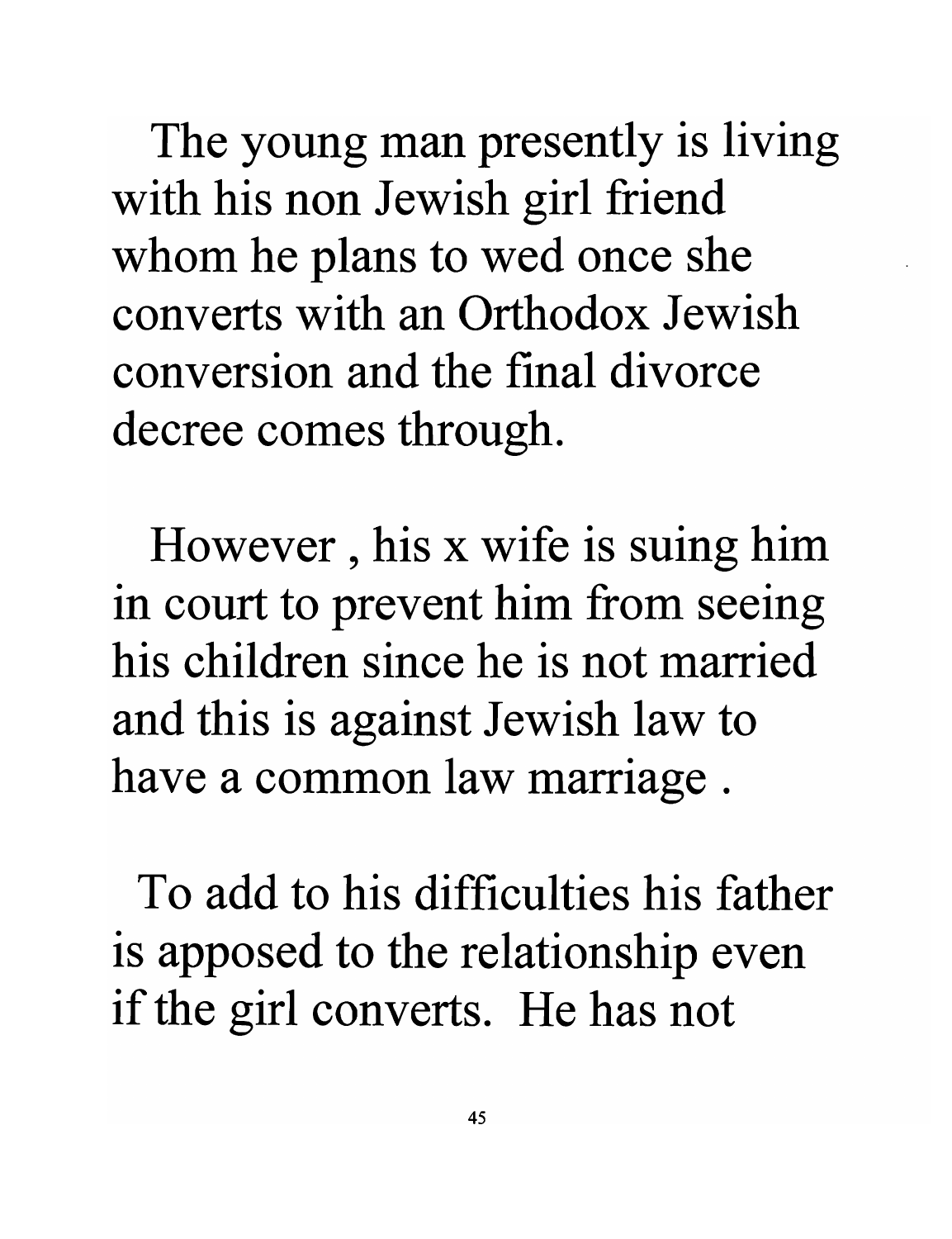The young man presently is living with his non Jewish girl friend whom he plans to wed once she converts with an Orthodox Jewish conversion and the final divorce decree comes through.

However , his x wife is suing him in court to prevent him from seeing his children since he is not married and this is against Jewish law to have a common law marriage .

To add to his difficulties his father is apposed to the relationship even if the girl converts. He has not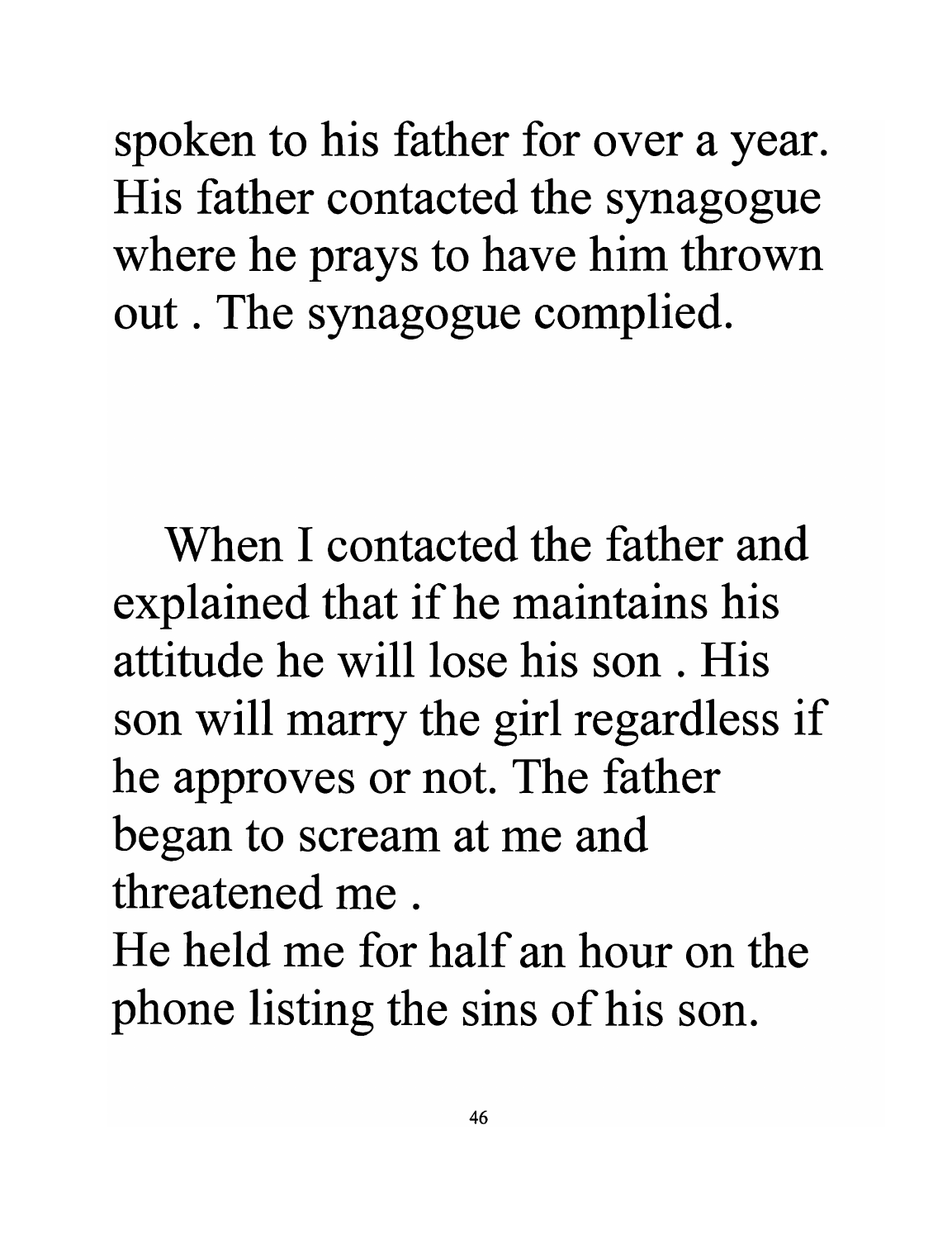spoken to his father for over a year. His father contacted the synagogue where he prays to have him thrown out . The synagogue complied.

When I contacted the father and explained that if he maintains his attitude he will lose his son . His son will marry the girl regardless if he approves or not. The father began to scream at me and threatened me .
He held me for half an hour on the phone listing the sins of his son.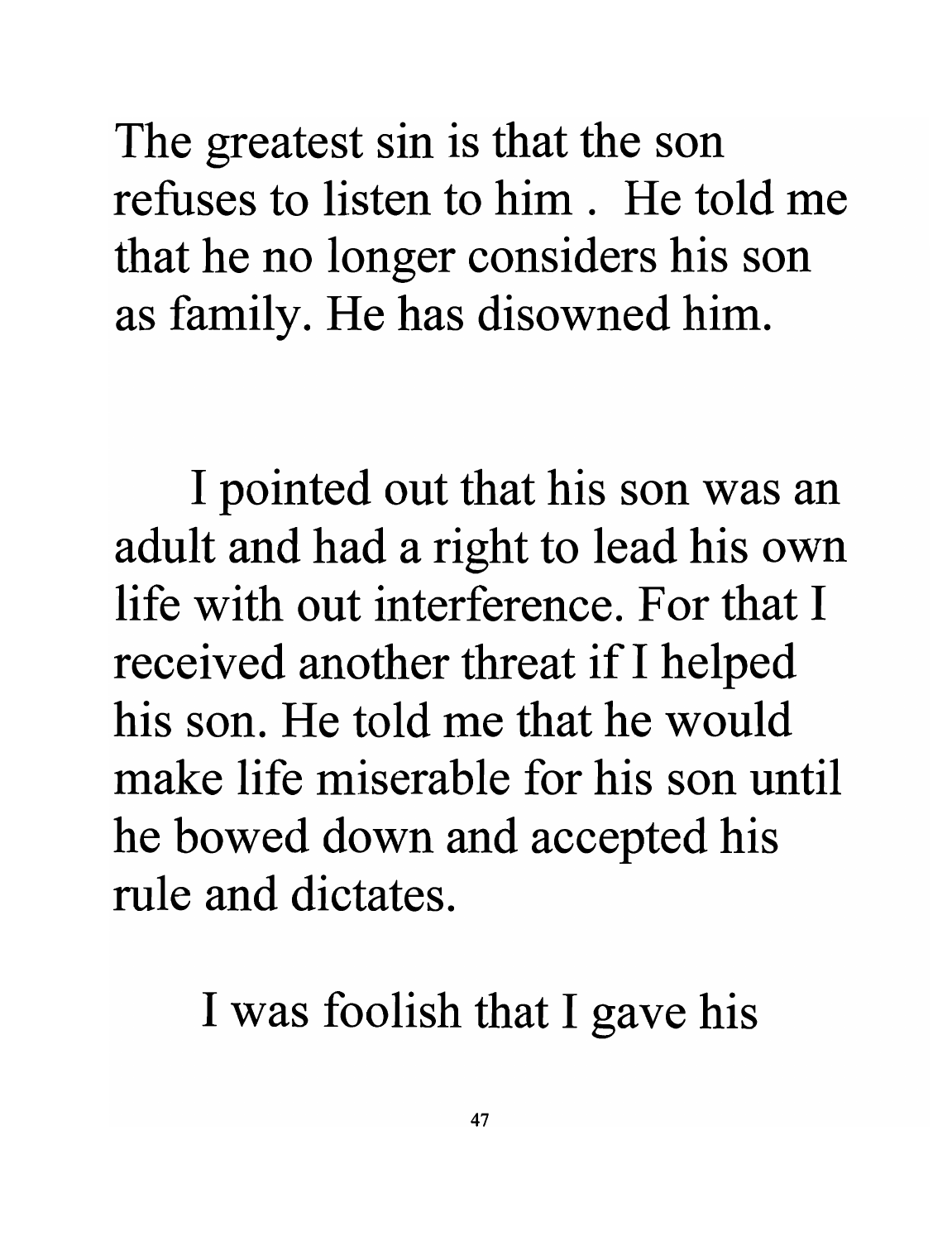The greatest sin is that the son refuses to listen to him . He told me that he no longer considers his son as family. He has disowned him.

I pointed out that his son was an adult and had a right to lead his own life with out interference. For that I received another threat if I helped his son. He told me that he would make life miserable for his son until he bowed down and accepted his rule and dictates.

I was foolish that I gave his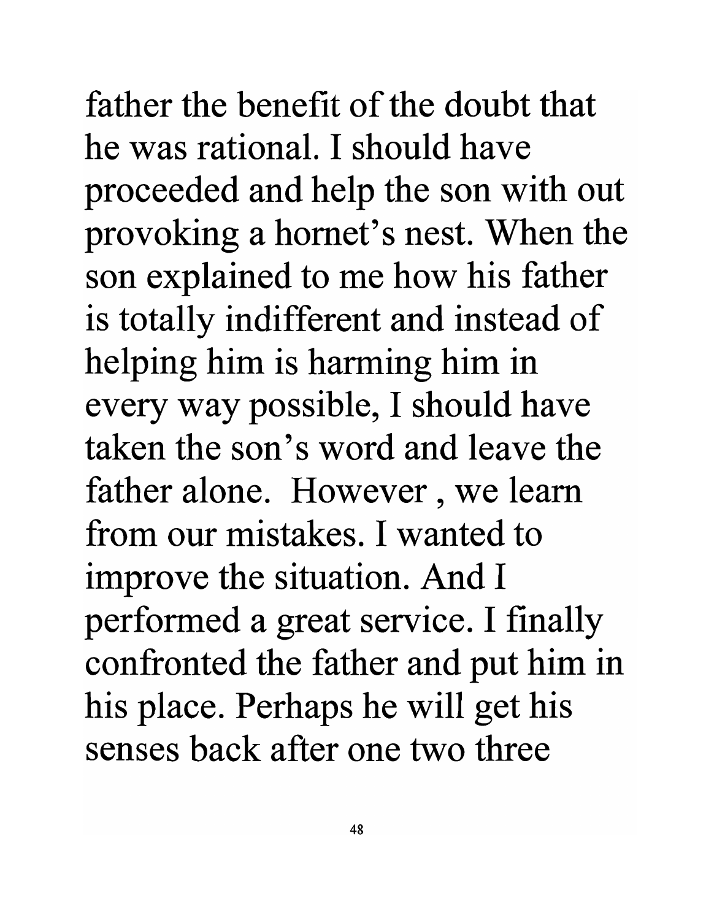father the benefit of the doubt that he was rational. I should have proceeded and help the son with out provoking a hornet's nest. When the son explained to me how his father is totally indifferent and instead of helping him is harming him in every way possible, I should have taken the son's word and leave the father alone. However , we learn from our mistakes. I wanted to improve the situation. And I performed a great service. I finally confronted the father and put him in his place. Perhaps he will get his senses back after one two three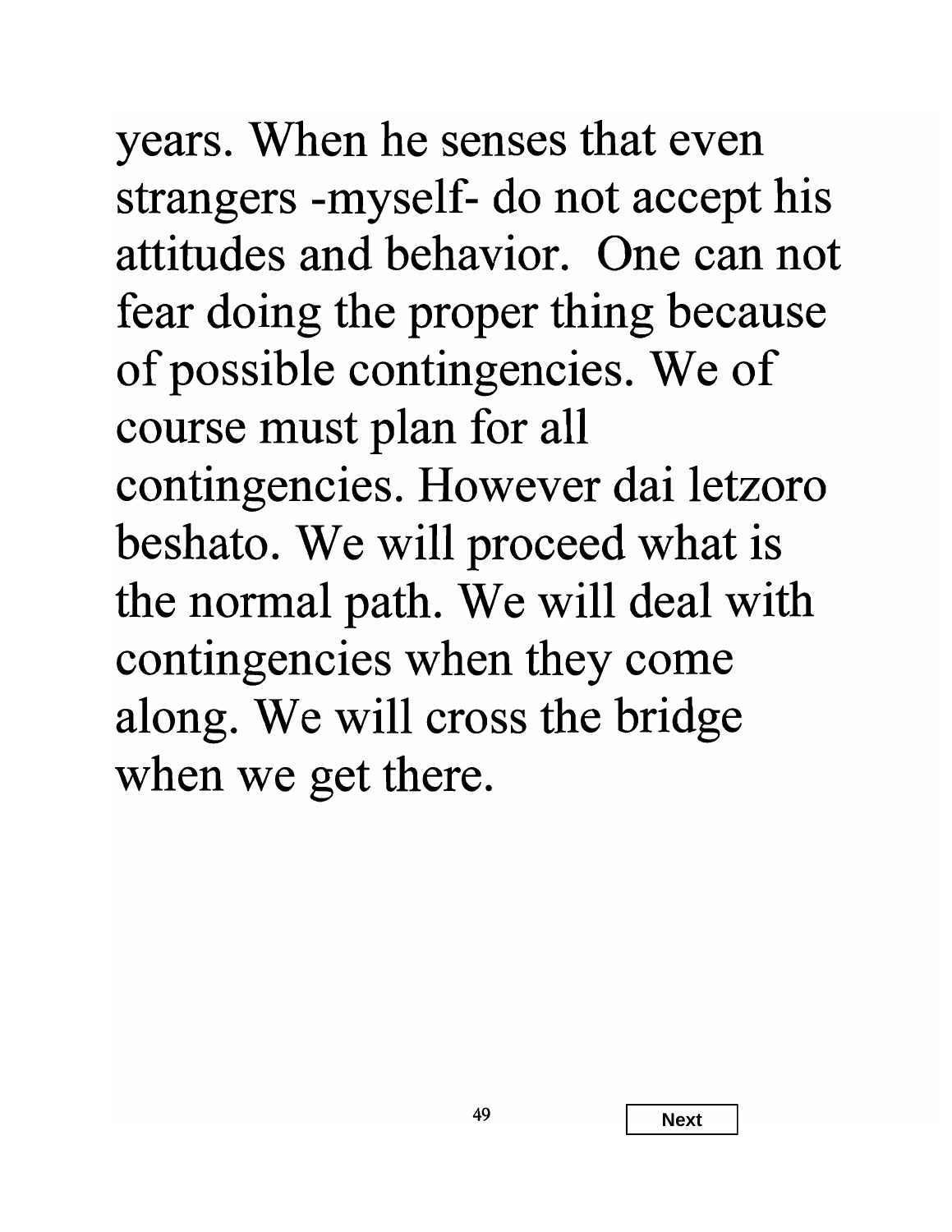years. When he senses that even strangers -myself- do not accept his attitudes and behavior. One can not fear doing the proper thing because of possible contingencies. We of course must plan for all contingencies. However dai letzoro beshato. We will proceed what is the normal path. We will deal with contingencies when they come along. We will cross the bridge when we get there.